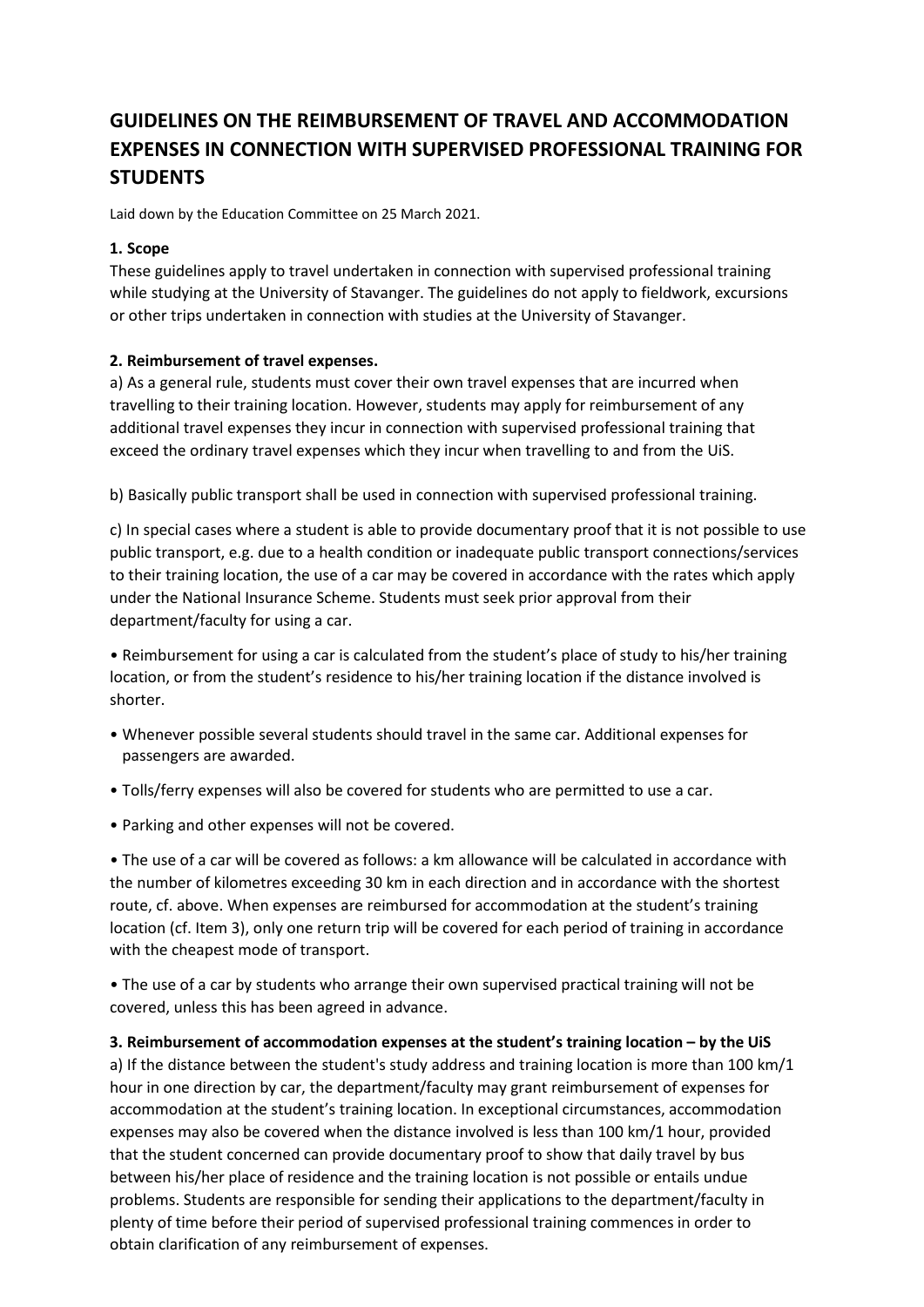# GUIDELINES ON THE REIMBURSEMENT OF TRAVEL AND ACCOMMODATION EXPENSES IN CONNECTION WITH SUPERVISED PROFESSIONAL TRAINING FOR STUDENTS

Laid down by the Education Committee on 25 March 2021.

**1. Scope**

These guidelines apply to travel undertaken in connection with supervised professional training while studying at the University of Stavanger. The guidelines do not apply to fieldwork, excursions or other trips undertaken in connection with studies at the University of Stavanger.

**2. Reimbursement of travel expenses.**

a) As a general rule, students must cover their own travel expenses that are incurred when travelling to their training location. However, students may apply for reimbursement of any additional travel expenses they incur in connection with supervised professional training that exceed the ordinary travel expenses which they incur when travelling to and from the UiS.

b) Basically public transport shall be used in connection with supervised professional training.

c) In special cases where a student is able to provide documentary proof that it is not possible to use public transport, e.g. due to a health condition or inadequate public transport connections/services to their training location, the use of a car may be covered in accordance with the rates which apply under the National Insurance Scheme. Students must seek prior approval from their department/faculty for using a car.

- Reimbursement for using a car is calculated from the student's place of study to his/her training location, or from the student's residence to his/her training location if the distance involved is shorter.
- Whenever possible several students should travel in the same car. Additional expenses for passengers are awarded.
- Tolls/ferry expenses will also be covered for students who are permitted to use a car.
- Parking and other expenses will not be covered.
- The use of a car will be covered as follows: a km allowance will be calculated in accordance with the number of kilometres exceeding 30 km in each direction and in accordance with the shortest route, cf. above. When expenses are reimbursed for accommodation at the student's training location (cf. Item 3), only one return trip will be covered for each period of training in accordance with the cheapest mode of transport.
- The use of a car by students who arrange their own supervised practical training will not be covered, unless this has been agreed in advance.

**3. Reimbursement of accommodation expenses at the student's training location – by the UiS**

a) If the distance between the student's study address and training location is more than 100 km/1 hour in one direction by car, the department/faculty may grant reimbursement of expenses for accommodation at the student's training location. In exceptional circumstances, accommodation expenses may also be covered when the distance involved is less than 100 km/1 hour, provided that the student concerned can provide documentary proof to show that daily travel by bus between his/her place of residence and the training location is not possible or entails undue problems. Students are responsible for sending their applications to the department/faculty in plenty of time before their period of supervised professional training commences in order to obtain clarification of any reimbursement of expenses.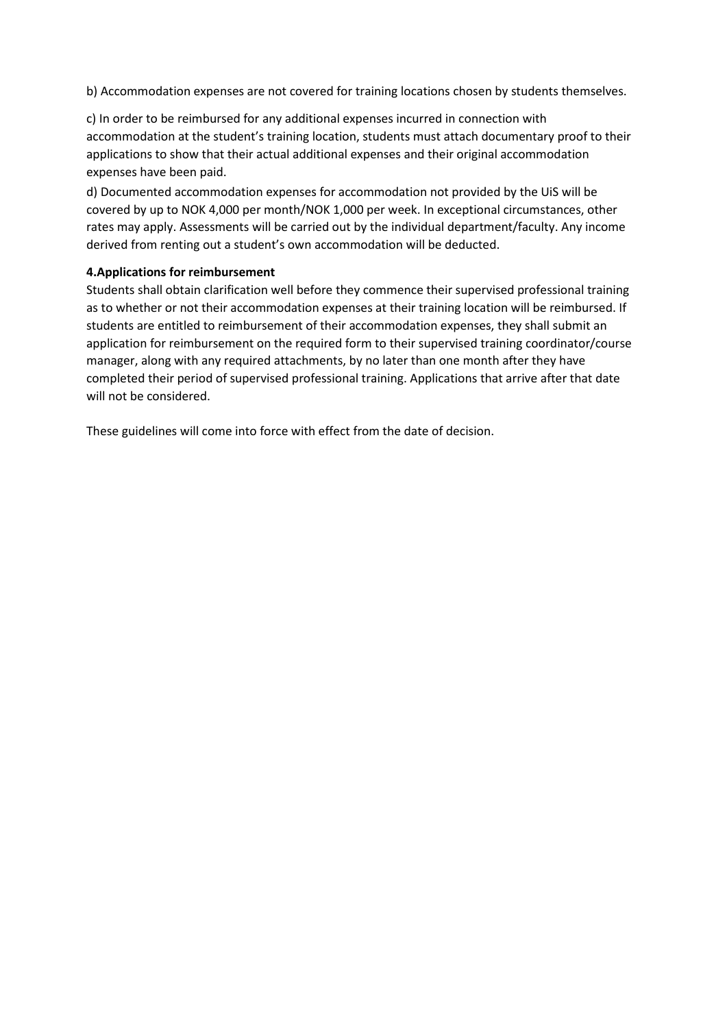b) Accommodation expenses are not covered for training locations chosen by students themselves.

c) In order to be reimbursed for any additional expenses incurred in connection with accommodation at the student's training location, students must attach documentary proof to their applications to show that their actual additional expenses and their original accommodation expenses have been paid.

d) Documented accommodation expenses for accommodation not provided by the UiS will be covered by up to NOK 4,000 per month/NOK 1,000 per week. In exceptional circumstances, other rates may apply. Assessments will be carried out by the individual department/faculty. Any income derived from renting out a student's own accommodation will be deducted.

**4.Applications for reimbursement**

Students shall obtain clarification well before they commence their supervised professional training as to whether or not their accommodation expenses at their training location will be reimbursed. If students are entitled to reimbursement of their accommodation expenses, they shall submit an application for reimbursement on the required form to their supervised training coordinator/course manager, along with any required attachments, by no later than one month after they have completed their period of supervised professional training. Applications that arrive after that date will not be considered.

These guidelines will come into force with effect from the date of decision.